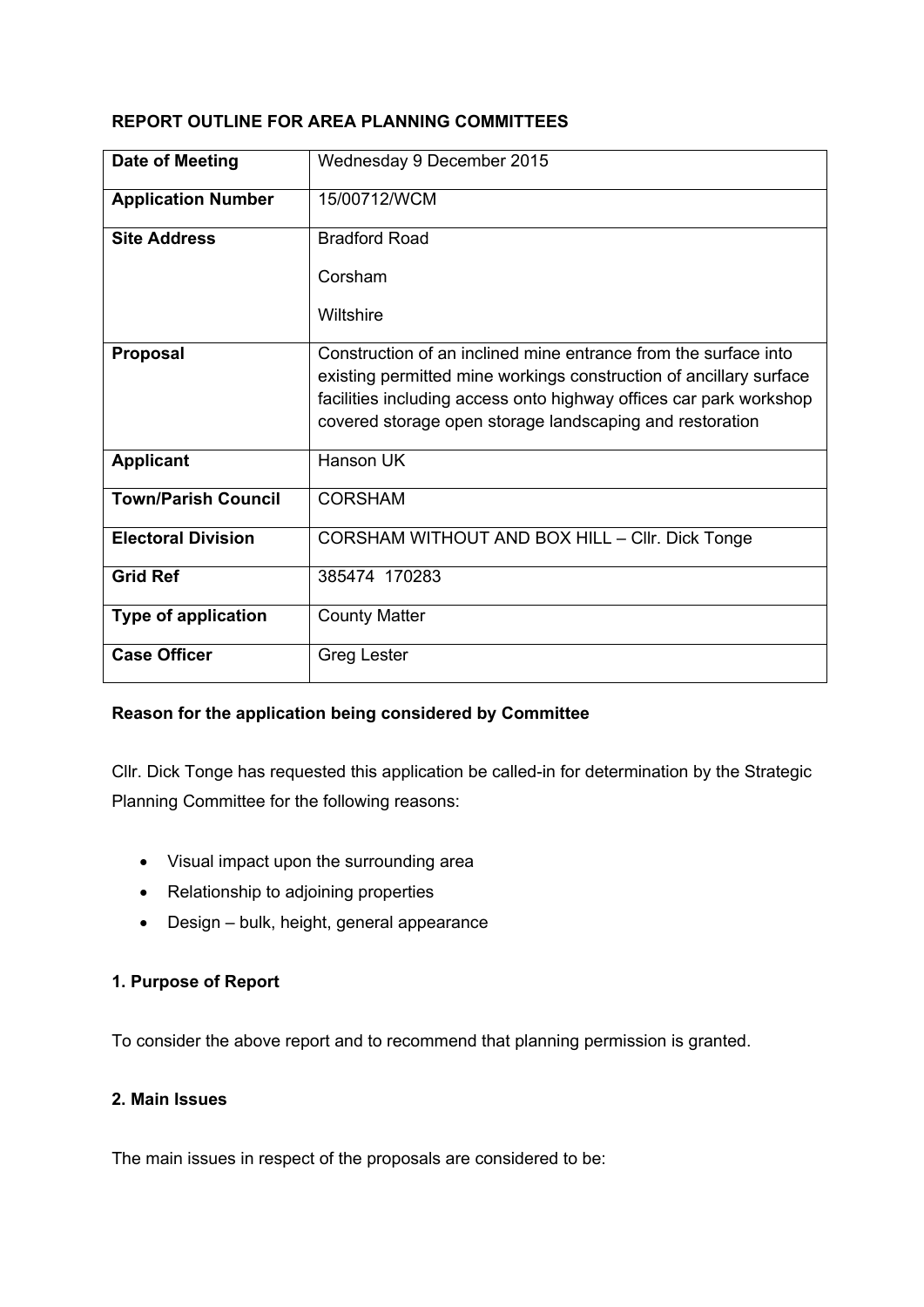**REPORT OUTLINE FOR AREA PLANNING COMMITTEES**

| **Date of Meeting** | Wednesday 9 December 2015 |
|---|---|
| **Application Number** | 15/00712/WCM |
| **Site Address** | Bradford Road<br><br>Corsham<br><br>Wiltshire |
| **Proposal** | Construction of an inclined mine entrance from the surface into existing permitted mine workings construction of ancillary surface facilities including access onto highway offices car park workshop covered storage open storage landscaping and restoration |
| **Applicant** | Hanson UK |
| **Town/Parish Council** | CORSHAM |
| **Electoral Division** | CORSHAM WITHOUT AND BOX HILL – Cllr. Dick Tonge |
| **Grid Ref** | 385474 170283 |
| **Type of application** | County Matter |
| **Case Officer** | Greg Lester |

**Reason for the application being considered by Committee**

Cllr. Dick Tonge has requested this application be called-in for determination by the Strategic Planning Committee for the following reasons:

- Visual impact upon the surrounding area
- Relationship to adjoining properties
- Design – bulk, height, general appearance

**1. Purpose of Report**

To consider the above report and to recommend that planning permission is granted.

**2. Main Issues**

The main issues in respect of the proposals are considered to be: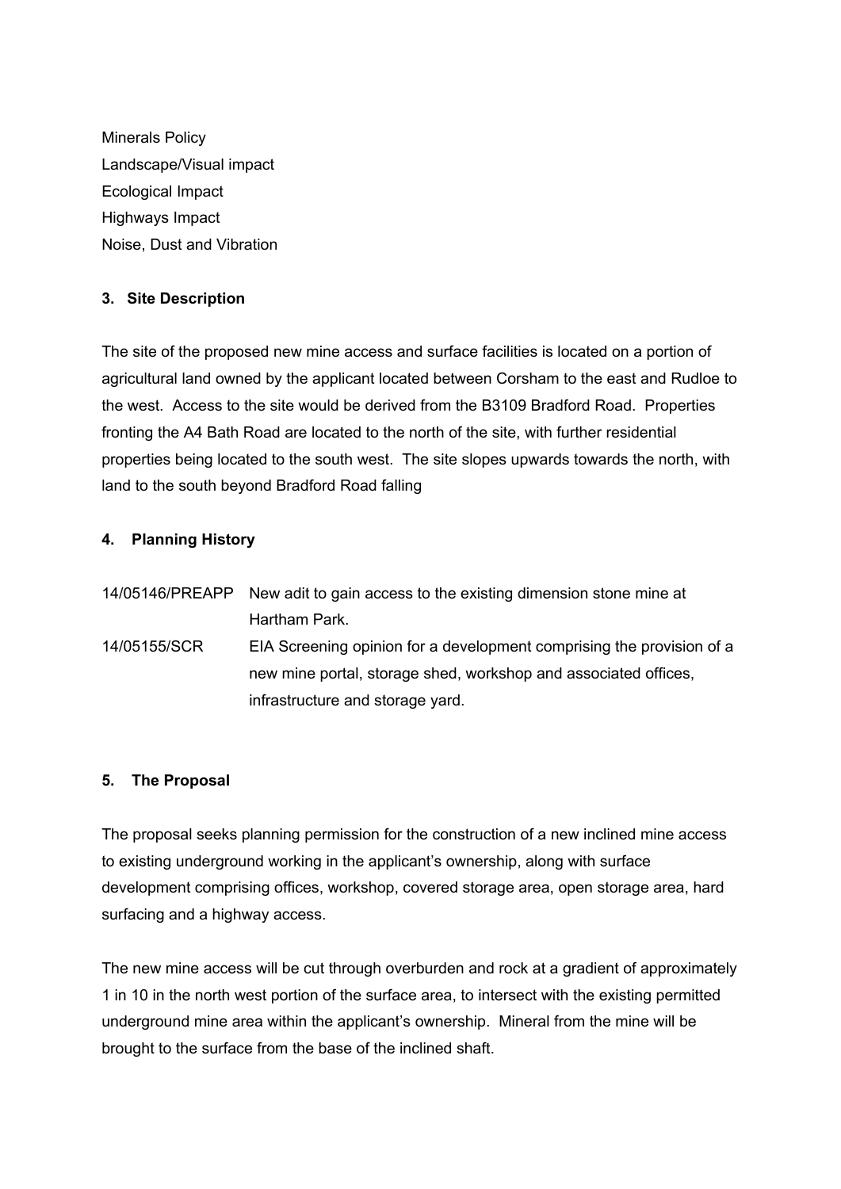Minerals Policy
Landscape/Visual impact
Ecological Impact
Highways Impact
Noise, Dust and Vibration

### 3. Site Description

The site of the proposed new mine access and surface facilities is located on a portion of agricultural land owned by the applicant located between Corsham to the east and Rudloe to the west. Access to the site would be derived from the B3109 Bradford Road. Properties fronting the A4 Bath Road are located to the north of the site, with further residential properties being located to the south west. The site slopes upwards towards the north, with land to the south beyond Bradford Road falling

### 4. Planning History

| | |
|---|---|
| 14/05146/PREAPP | New adit to gain access to the existing dimension stone mine at Hartham Park. |
| 14/05155/SCR | EIA Screening opinion for a development comprising the provision of a new mine portal, storage shed, workshop and associated offices, infrastructure and storage yard. |

### 5. The Proposal

The proposal seeks planning permission for the construction of a new inclined mine access to existing underground working in the applicant's ownership, along with surface development comprising offices, workshop, covered storage area, open storage area, hard surfacing and a highway access.

The new mine access will be cut through overburden and rock at a gradient of approximately 1 in 10 in the north west portion of the surface area, to intersect with the existing permitted underground mine area within the applicant's ownership. Mineral from the mine will be brought to the surface from the base of the inclined shaft.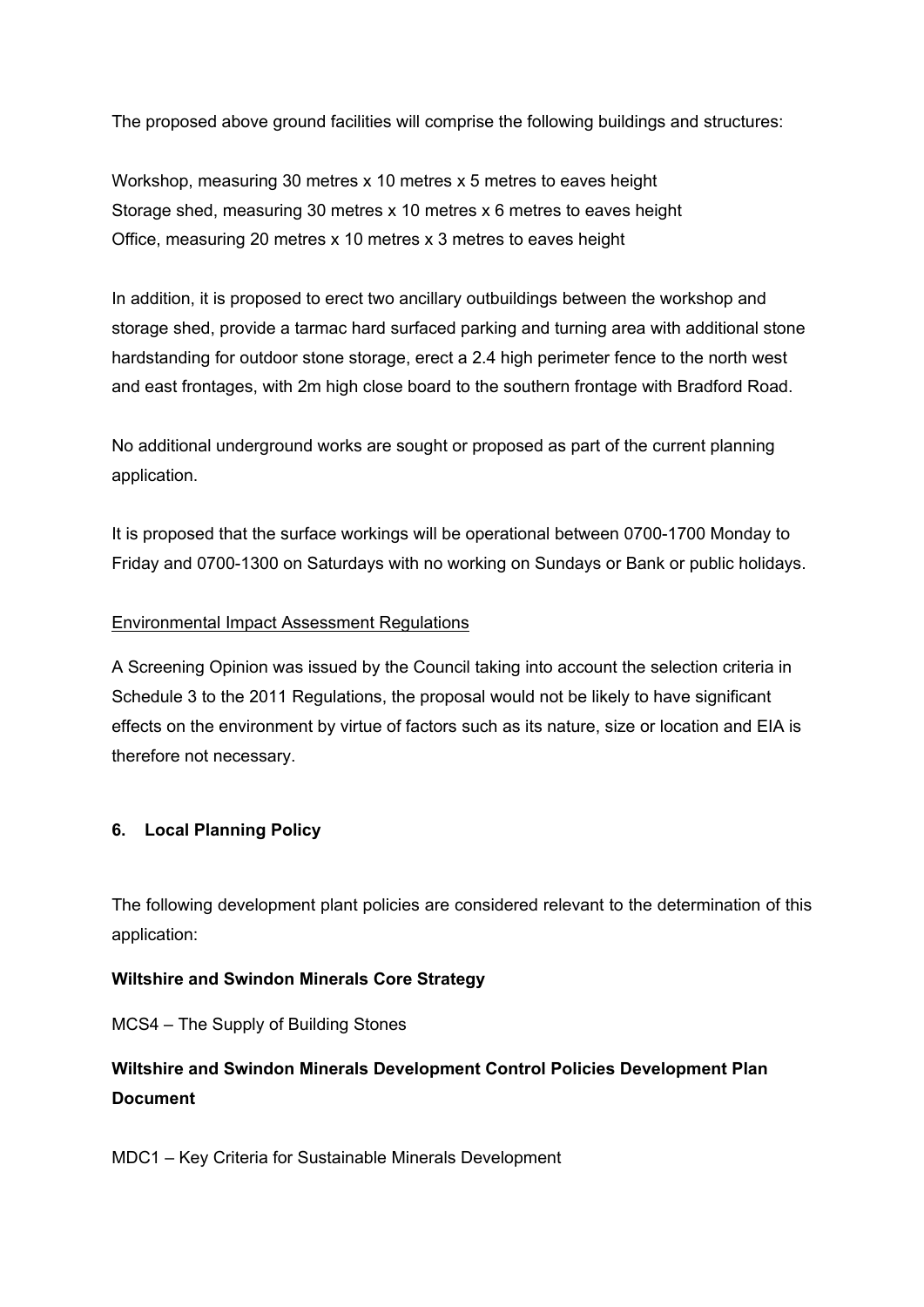The proposed above ground facilities will comprise the following buildings and structures:

Workshop, measuring 30 metres x 10 metres x 5 metres to eaves height
Storage shed, measuring 30 metres x 10 metres x 6 metres to eaves height
Office, measuring 20 metres x 10 metres x 3 metres to eaves height

In addition, it is proposed to erect two ancillary outbuildings between the workshop and storage shed, provide a tarmac hard surfaced parking and turning area with additional stone hardstanding for outdoor stone storage, erect a 2.4 high perimeter fence to the north west and east frontages, with 2m high close board to the southern frontage with Bradford Road.

No additional underground works are sought or proposed as part of the current planning application.

It is proposed that the surface workings will be operational between 0700-1700 Monday to Friday and 0700-1300 on Saturdays with no working on Sundays or Bank or public holidays.

<u>Environmental Impact Assessment Regulations</u>

A Screening Opinion was issued by the Council taking into account the selection criteria in Schedule 3 to the 2011 Regulations, the proposal would not be likely to have significant effects on the environment by virtue of factors such as its nature, size or location and EIA is therefore not necessary.

## 6. Local Planning Policy

The following development plant policies are considered relevant to the determination of this application:

**Wiltshire and Swindon Minerals Core Strategy**

MCS4 – The Supply of Building Stones

**Wiltshire and Swindon Minerals Development Control Policies Development Plan Document**

MDC1 – Key Criteria for Sustainable Minerals Development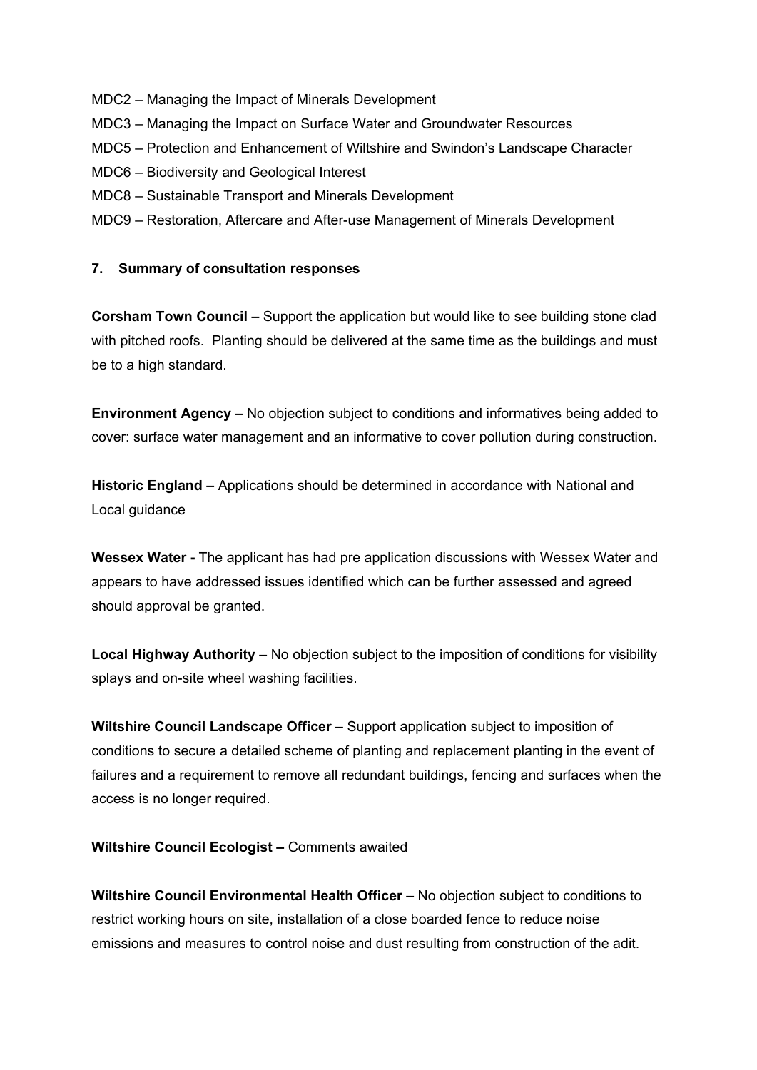MDC2 – Managing the Impact of Minerals Development

MDC3 – Managing the Impact on Surface Water and Groundwater Resources

MDC5 – Protection and Enhancement of Wiltshire and Swindon's Landscape Character

MDC6 – Biodiversity and Geological Interest

MDC8 – Sustainable Transport and Minerals Development

MDC9 – Restoration, Aftercare and After-use Management of Minerals Development

## 7. Summary of consultation responses

**Corsham Town Council –** Support the application but would like to see building stone clad with pitched roofs. Planting should be delivered at the same time as the buildings and must be to a high standard.

**Environment Agency –** No objection subject to conditions and informatives being added to cover: surface water management and an informative to cover pollution during construction.

**Historic England –** Applications should be determined in accordance with National and Local guidance

**Wessex Water -** The applicant has had pre application discussions with Wessex Water and appears to have addressed issues identified which can be further assessed and agreed should approval be granted.

**Local Highway Authority –** No objection subject to the imposition of conditions for visibility splays and on-site wheel washing facilities.

**Wiltshire Council Landscape Officer –** Support application subject to imposition of conditions to secure a detailed scheme of planting and replacement planting in the event of failures and a requirement to remove all redundant buildings, fencing and surfaces when the access is no longer required.

**Wiltshire Council Ecologist –** Comments awaited

**Wiltshire Council Environmental Health Officer –** No objection subject to conditions to restrict working hours on site, installation of a close boarded fence to reduce noise emissions and measures to control noise and dust resulting from construction of the adit.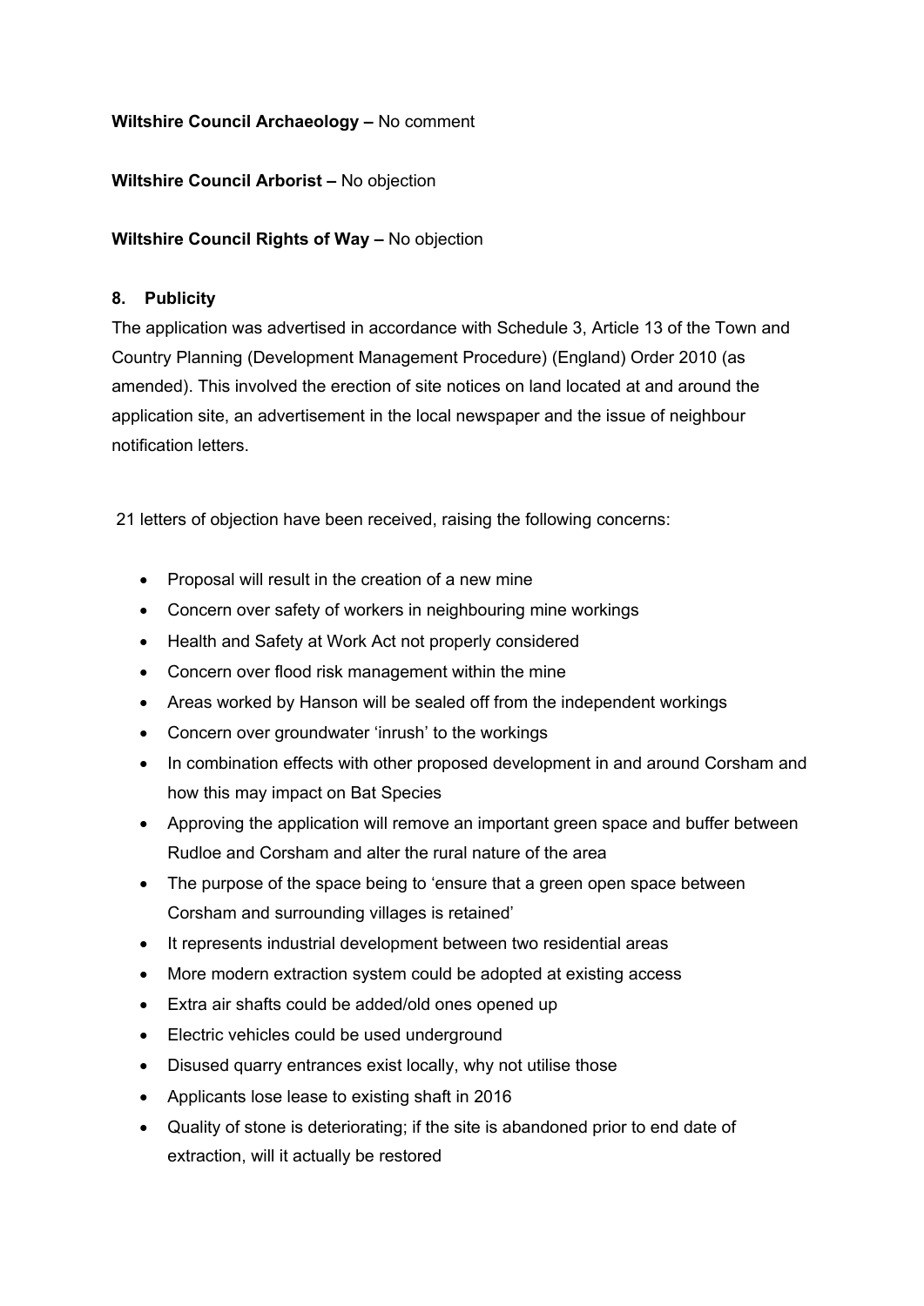**Wiltshire Council Archaeology –** No comment

**Wiltshire Council Arborist –** No objection

**Wiltshire Council Rights of Way –** No objection

## 8. Publicity

The application was advertised in accordance with Schedule 3, Article 13 of the Town and Country Planning (Development Management Procedure) (England) Order 2010 (as amended). This involved the erection of site notices on land located at and around the application site, an advertisement in the local newspaper and the issue of neighbour notification letters.

21 letters of objection have been received, raising the following concerns:

- Proposal will result in the creation of a new mine
- Concern over safety of workers in neighbouring mine workings
- Health and Safety at Work Act not properly considered
- Concern over flood risk management within the mine
- Areas worked by Hanson will be sealed off from the independent workings
- Concern over groundwater 'inrush' to the workings
- In combination effects with other proposed development in and around Corsham and how this may impact on Bat Species
- Approving the application will remove an important green space and buffer between Rudloe and Corsham and alter the rural nature of the area
- The purpose of the space being to 'ensure that a green open space between Corsham and surrounding villages is retained'
- It represents industrial development between two residential areas
- More modern extraction system could be adopted at existing access
- Extra air shafts could be added/old ones opened up
- Electric vehicles could be used underground
- Disused quarry entrances exist locally, why not utilise those
- Applicants lose lease to existing shaft in 2016
- Quality of stone is deteriorating; if the site is abandoned prior to end date of extraction, will it actually be restored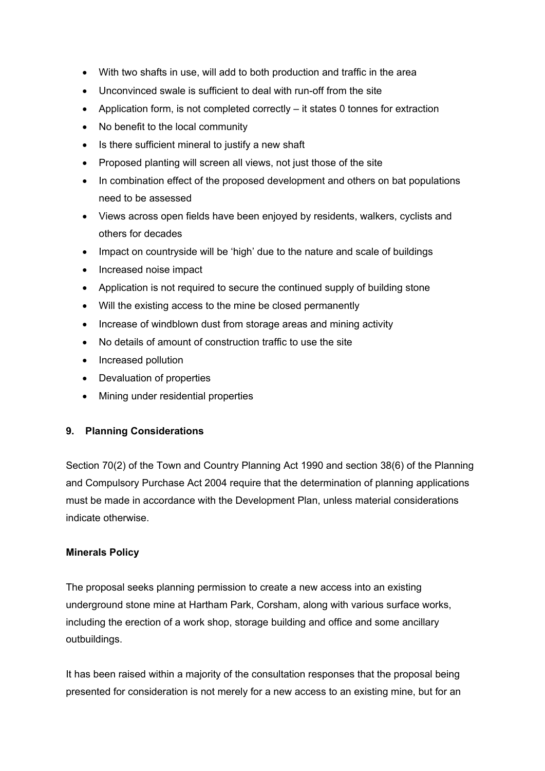- With two shafts in use, will add to both production and traffic in the area
- Unconvinced swale is sufficient to deal with run-off from the site
- Application form, is not completed correctly – it states 0 tonnes for extraction
- No benefit to the local community
- Is there sufficient mineral to justify a new shaft
- Proposed planting will screen all views, not just those of the site
- In combination effect of the proposed development and others on bat populations need to be assessed
- Views across open fields have been enjoyed by residents, walkers, cyclists and others for decades
- Impact on countryside will be 'high' due to the nature and scale of buildings
- Increased noise impact
- Application is not required to secure the continued supply of building stone
- Will the existing access to the mine be closed permanently
- Increase of windblown dust from storage areas and mining activity
- No details of amount of construction traffic to use the site
- Increased pollution
- Devaluation of properties
- Mining under residential properties

## 9. Planning Considerations

Section 70(2) of the Town and Country Planning Act 1990 and section 38(6) of the Planning and Compulsory Purchase Act 2004 require that the determination of planning applications must be made in accordance with the Development Plan, unless material considerations indicate otherwise.

**Minerals Policy**

The proposal seeks planning permission to create a new access into an existing underground stone mine at Hartham Park, Corsham, along with various surface works, including the erection of a work shop, storage building and office and some ancillary outbuildings.

It has been raised within a majority of the consultation responses that the proposal being presented for consideration is not merely for a new access to an existing mine, but for an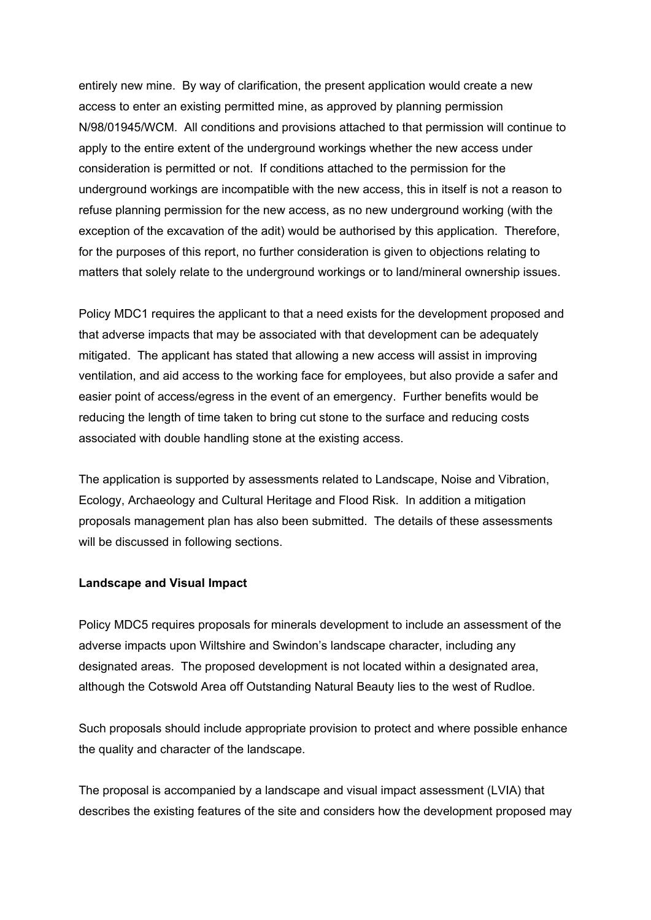entirely new mine. By way of clarification, the present application would create a new access to enter an existing permitted mine, as approved by planning permission N/98/01945/WCM. All conditions and provisions attached to that permission will continue to apply to the entire extent of the underground workings whether the new access under consideration is permitted or not. If conditions attached to the permission for the underground workings are incompatible with the new access, this in itself is not a reason to refuse planning permission for the new access, as no new underground working (with the exception of the excavation of the adit) would be authorised by this application. Therefore, for the purposes of this report, no further consideration is given to objections relating to matters that solely relate to the underground workings or to land/mineral ownership issues.

Policy MDC1 requires the applicant to that a need exists for the development proposed and that adverse impacts that may be associated with that development can be adequately mitigated. The applicant has stated that allowing a new access will assist in improving ventilation, and aid access to the working face for employees, but also provide a safer and easier point of access/egress in the event of an emergency. Further benefits would be reducing the length of time taken to bring cut stone to the surface and reducing costs associated with double handling stone at the existing access.

The application is supported by assessments related to Landscape, Noise and Vibration, Ecology, Archaeology and Cultural Heritage and Flood Risk. In addition a mitigation proposals management plan has also been submitted. The details of these assessments will be discussed in following sections.

**Landscape and Visual Impact**

Policy MDC5 requires proposals for minerals development to include an assessment of the adverse impacts upon Wiltshire and Swindon's landscape character, including any designated areas. The proposed development is not located within a designated area, although the Cotswold Area off Outstanding Natural Beauty lies to the west of Rudloe.

Such proposals should include appropriate provision to protect and where possible enhance the quality and character of the landscape.

The proposal is accompanied by a landscape and visual impact assessment (LVIA) that describes the existing features of the site and considers how the development proposed may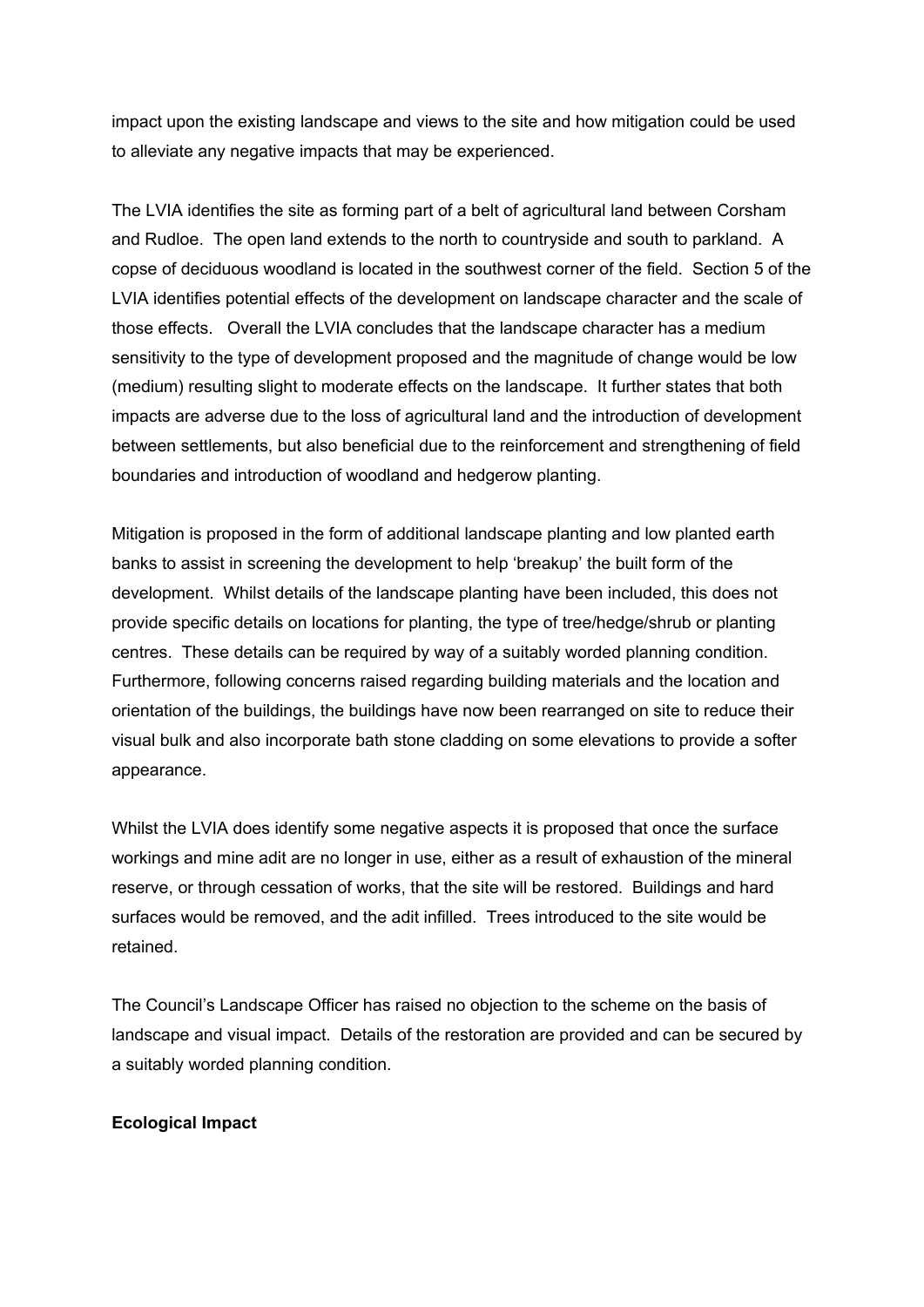impact upon the existing landscape and views to the site and how mitigation could be used to alleviate any negative impacts that may be experienced.

The LVIA identifies the site as forming part of a belt of agricultural land between Corsham and Rudloe. The open land extends to the north to countryside and south to parkland. A copse of deciduous woodland is located in the southwest corner of the field. Section 5 of the LVIA identifies potential effects of the development on landscape character and the scale of those effects. Overall the LVIA concludes that the landscape character has a medium sensitivity to the type of development proposed and the magnitude of change would be low (medium) resulting slight to moderate effects on the landscape. It further states that both impacts are adverse due to the loss of agricultural land and the introduction of development between settlements, but also beneficial due to the reinforcement and strengthening of field boundaries and introduction of woodland and hedgerow planting.

Mitigation is proposed in the form of additional landscape planting and low planted earth banks to assist in screening the development to help 'breakup' the built form of the development. Whilst details of the landscape planting have been included, this does not provide specific details on locations for planting, the type of tree/hedge/shrub or planting centres. These details can be required by way of a suitably worded planning condition. Furthermore, following concerns raised regarding building materials and the location and orientation of the buildings, the buildings have now been rearranged on site to reduce their visual bulk and also incorporate bath stone cladding on some elevations to provide a softer appearance.

Whilst the LVIA does identify some negative aspects it is proposed that once the surface workings and mine adit are no longer in use, either as a result of exhaustion of the mineral reserve, or through cessation of works, that the site will be restored. Buildings and hard surfaces would be removed, and the adit infilled. Trees introduced to the site would be retained.

The Council's Landscape Officer has raised no objection to the scheme on the basis of landscape and visual impact. Details of the restoration are provided and can be secured by a suitably worded planning condition.

**Ecological Impact**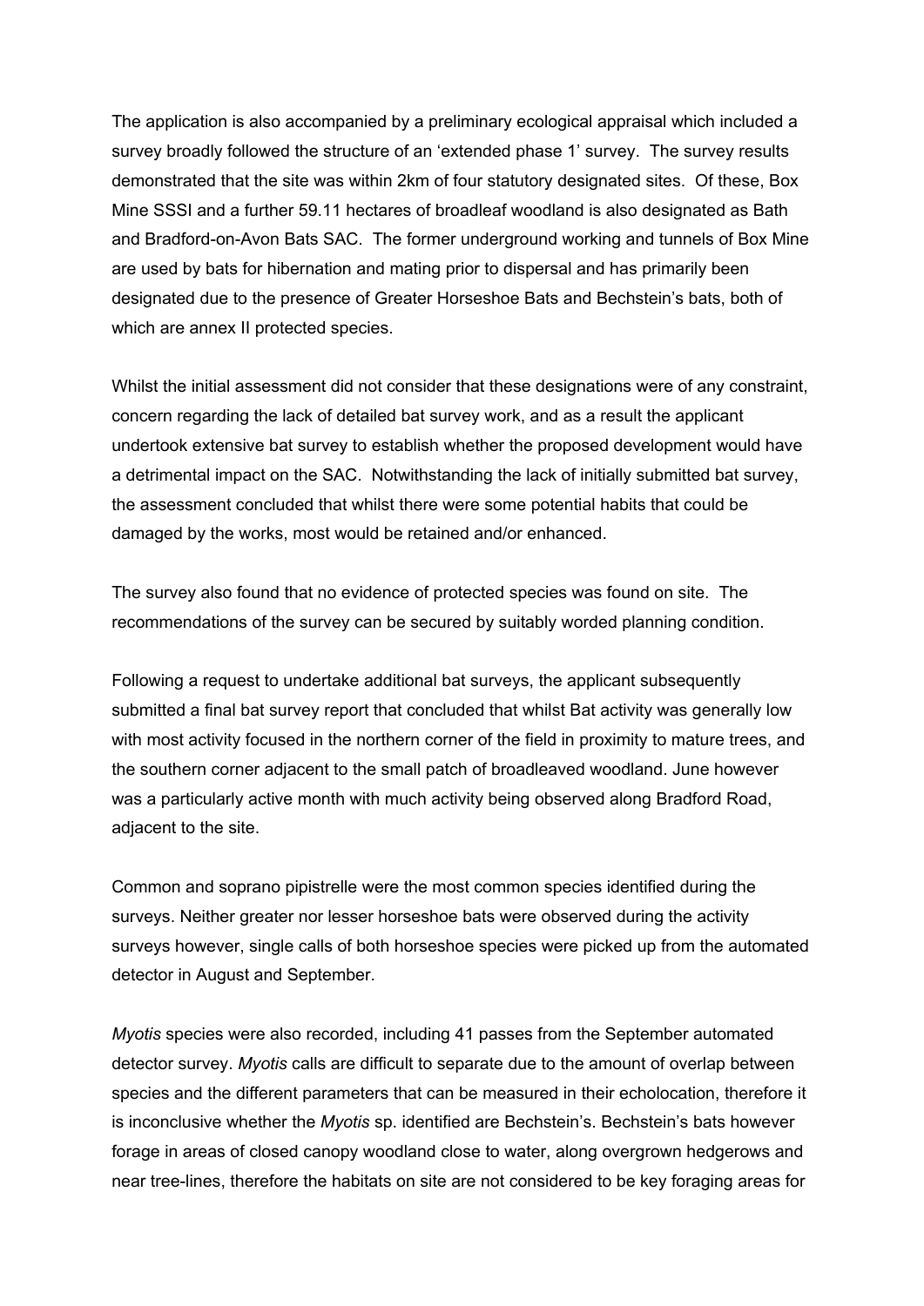The application is also accompanied by a preliminary ecological appraisal which included a survey broadly followed the structure of an 'extended phase 1' survey. The survey results demonstrated that the site was within 2km of four statutory designated sites. Of these, Box Mine SSSI and a further 59.11 hectares of broadleaf woodland is also designated as Bath and Bradford-on-Avon Bats SAC. The former underground working and tunnels of Box Mine are used by bats for hibernation and mating prior to dispersal and has primarily been designated due to the presence of Greater Horseshoe Bats and Bechstein's bats, both of which are annex II protected species.

Whilst the initial assessment did not consider that these designations were of any constraint, concern regarding the lack of detailed bat survey work, and as a result the applicant undertook extensive bat survey to establish whether the proposed development would have a detrimental impact on the SAC. Notwithstanding the lack of initially submitted bat survey, the assessment concluded that whilst there were some potential habits that could be damaged by the works, most would be retained and/or enhanced.

The survey also found that no evidence of protected species was found on site. The recommendations of the survey can be secured by suitably worded planning condition.

Following a request to undertake additional bat surveys, the applicant subsequently submitted a final bat survey report that concluded that whilst Bat activity was generally low with most activity focused in the northern corner of the field in proximity to mature trees, and the southern corner adjacent to the small patch of broadleaved woodland. June however was a particularly active month with much activity being observed along Bradford Road, adjacent to the site.

Common and soprano pipistrelle were the most common species identified during the surveys. Neither greater nor lesser horseshoe bats were observed during the activity surveys however, single calls of both horseshoe species were picked up from the automated detector in August and September.

*Myotis* species were also recorded, including 41 passes from the September automated detector survey. *Myotis* calls are difficult to separate due to the amount of overlap between species and the different parameters that can be measured in their echolocation, therefore it is inconclusive whether the *Myotis* sp. identified are Bechstein's. Bechstein's bats however forage in areas of closed canopy woodland close to water, along overgrown hedgerows and near tree-lines, therefore the habitats on site are not considered to be key foraging areas for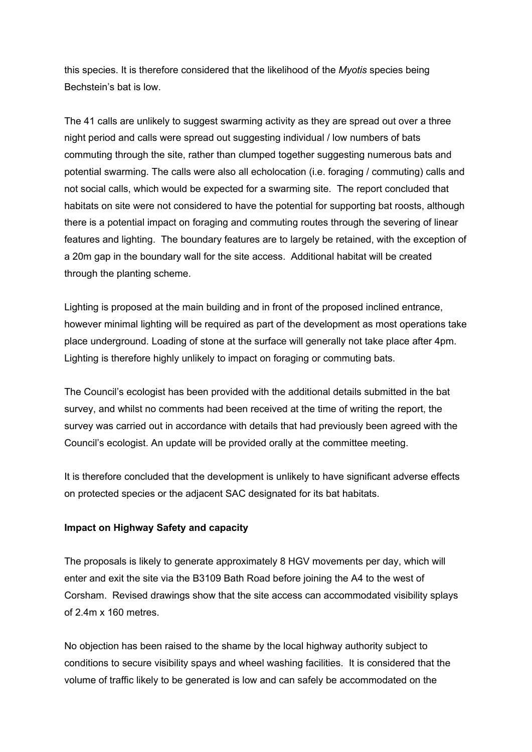this species. It is therefore considered that the likelihood of the *Myotis* species being Bechstein's bat is low.

The 41 calls are unlikely to suggest swarming activity as they are spread out over a three night period and calls were spread out suggesting individual / low numbers of bats commuting through the site, rather than clumped together suggesting numerous bats and potential swarming. The calls were also all echolocation (i.e. foraging / commuting) calls and not social calls, which would be expected for a swarming site. The report concluded that habitats on site were not considered to have the potential for supporting bat roosts, although there is a potential impact on foraging and commuting routes through the severing of linear features and lighting. The boundary features are to largely be retained, with the exception of a 20m gap in the boundary wall for the site access. Additional habitat will be created through the planting scheme.

Lighting is proposed at the main building and in front of the proposed inclined entrance, however minimal lighting will be required as part of the development as most operations take place underground. Loading of stone at the surface will generally not take place after 4pm. Lighting is therefore highly unlikely to impact on foraging or commuting bats.

The Council's ecologist has been provided with the additional details submitted in the bat survey, and whilst no comments had been received at the time of writing the report, the survey was carried out in accordance with details that had previously been agreed with the Council's ecologist. An update will be provided orally at the committee meeting.

It is therefore concluded that the development is unlikely to have significant adverse effects on protected species or the adjacent SAC designated for its bat habitats.

**Impact on Highway Safety and capacity**

The proposals is likely to generate approximately 8 HGV movements per day, which will enter and exit the site via the B3109 Bath Road before joining the A4 to the west of Corsham. Revised drawings show that the site access can accommodated visibility splays of 2.4m x 160 metres.

No objection has been raised to the shame by the local highway authority subject to conditions to secure visibility spays and wheel washing facilities. It is considered that the volume of traffic likely to be generated is low and can safely be accommodated on the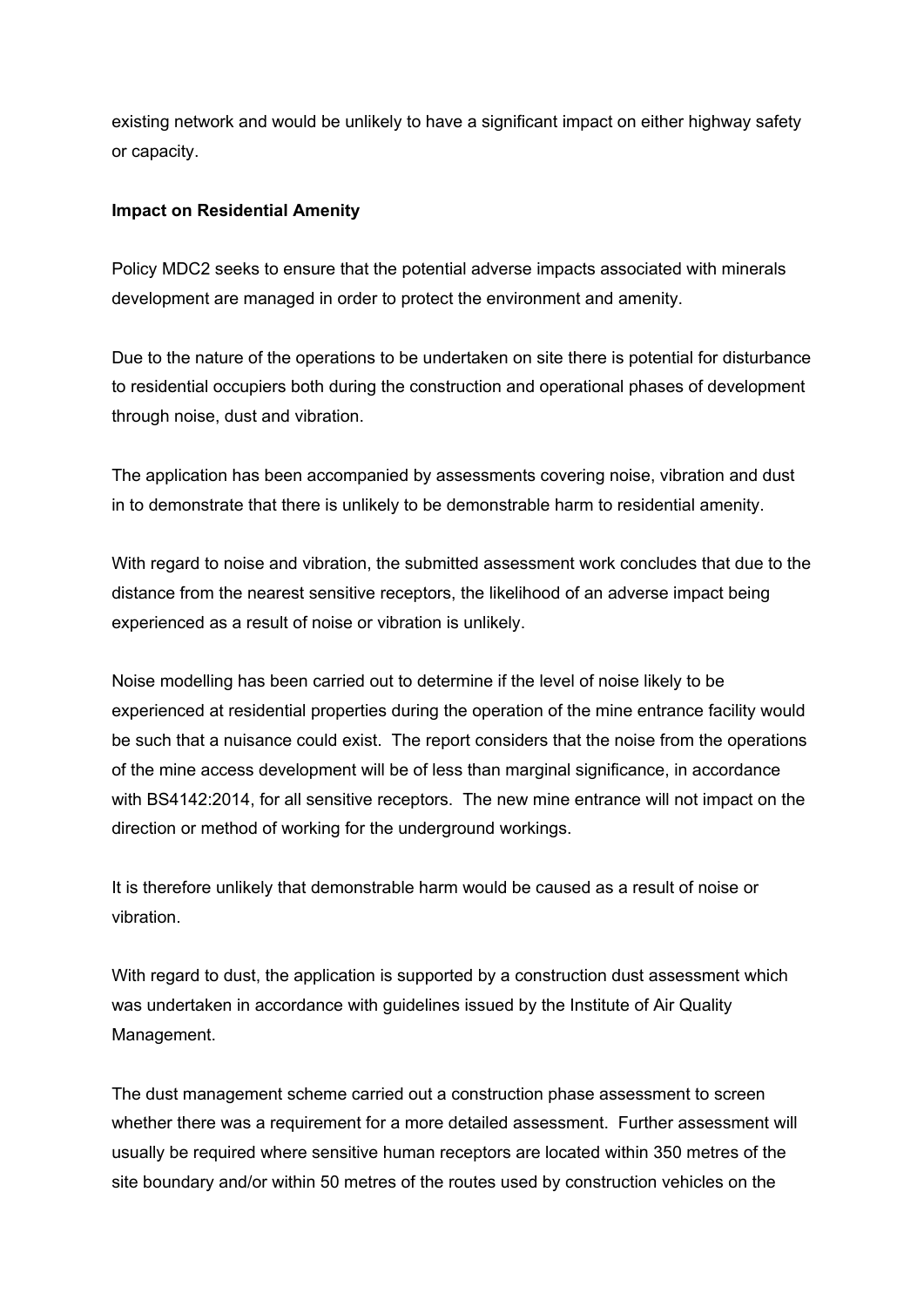existing network and would be unlikely to have a significant impact on either highway safety or capacity.

**Impact on Residential Amenity**

Policy MDC2 seeks to ensure that the potential adverse impacts associated with minerals development are managed in order to protect the environment and amenity.

Due to the nature of the operations to be undertaken on site there is potential for disturbance to residential occupiers both during the construction and operational phases of development through noise, dust and vibration.

The application has been accompanied by assessments covering noise, vibration and dust in to demonstrate that there is unlikely to be demonstrable harm to residential amenity.

With regard to noise and vibration, the submitted assessment work concludes that due to the distance from the nearest sensitive receptors, the likelihood of an adverse impact being experienced as a result of noise or vibration is unlikely.

Noise modelling has been carried out to determine if the level of noise likely to be experienced at residential properties during the operation of the mine entrance facility would be such that a nuisance could exist. The report considers that the noise from the operations of the mine access development will be of less than marginal significance, in accordance with BS4142:2014, for all sensitive receptors. The new mine entrance will not impact on the direction or method of working for the underground workings.

It is therefore unlikely that demonstrable harm would be caused as a result of noise or vibration.

With regard to dust, the application is supported by a construction dust assessment which was undertaken in accordance with guidelines issued by the Institute of Air Quality Management.

The dust management scheme carried out a construction phase assessment to screen whether there was a requirement for a more detailed assessment. Further assessment will usually be required where sensitive human receptors are located within 350 metres of the site boundary and/or within 50 metres of the routes used by construction vehicles on the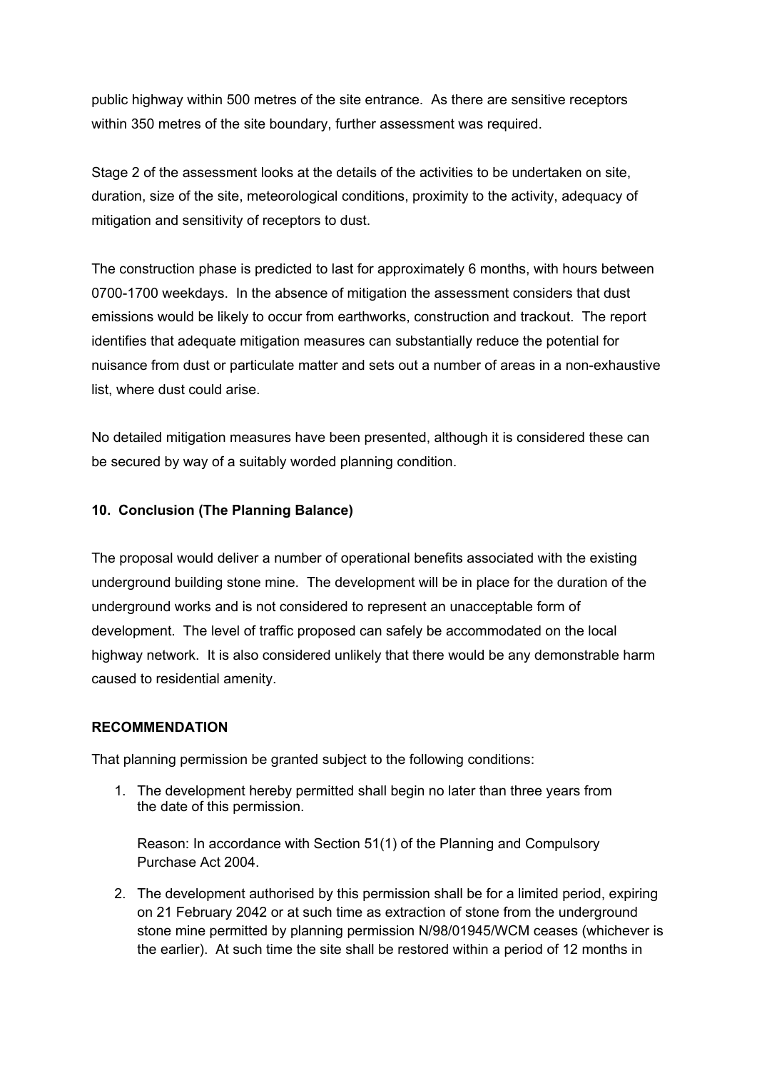public highway within 500 metres of the site entrance. As there are sensitive receptors within 350 metres of the site boundary, further assessment was required.

Stage 2 of the assessment looks at the details of the activities to be undertaken on site, duration, size of the site, meteorological conditions, proximity to the activity, adequacy of mitigation and sensitivity of receptors to dust.

The construction phase is predicted to last for approximately 6 months, with hours between 0700-1700 weekdays. In the absence of mitigation the assessment considers that dust emissions would be likely to occur from earthworks, construction and trackout. The report identifies that adequate mitigation measures can substantially reduce the potential for nuisance from dust or particulate matter and sets out a number of areas in a non-exhaustive list, where dust could arise.

No detailed mitigation measures have been presented, although it is considered these can be secured by way of a suitably worded planning condition.

## 10. Conclusion (The Planning Balance)

The proposal would deliver a number of operational benefits associated with the existing underground building stone mine. The development will be in place for the duration of the underground works and is not considered to represent an unacceptable form of development. The level of traffic proposed can safely be accommodated on the local highway network. It is also considered unlikely that there would be any demonstrable harm caused to residential amenity.

## RECOMMENDATION

That planning permission be granted subject to the following conditions:

1. The development hereby permitted shall begin no later than three years from the date of this permission.

   Reason: In accordance with Section 51(1) of the Planning and Compulsory Purchase Act 2004.

2. The development authorised by this permission shall be for a limited period, expiring on 21 February 2042 or at such time as extraction of stone from the underground stone mine permitted by planning permission N/98/01945/WCM ceases (whichever is the earlier). At such time the site shall be restored within a period of 12 months in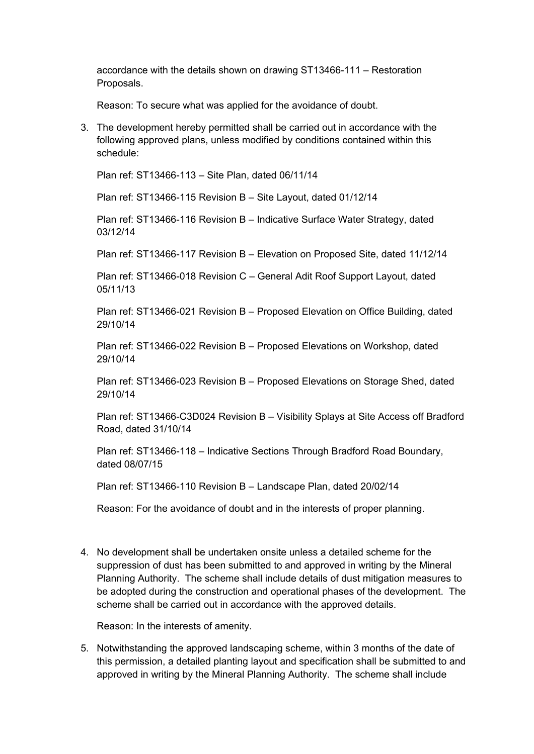accordance with the details shown on drawing ST13466-111 – Restoration Proposals.

Reason: To secure what was applied for the avoidance of doubt.

3. The development hereby permitted shall be carried out in accordance with the following approved plans, unless modified by conditions contained within this schedule:

   Plan ref: ST13466-113 – Site Plan, dated 06/11/14

   Plan ref: ST13466-115 Revision B – Site Layout, dated 01/12/14

   Plan ref: ST13466-116 Revision B – Indicative Surface Water Strategy, dated 03/12/14

   Plan ref: ST13466-117 Revision B – Elevation on Proposed Site, dated 11/12/14

   Plan ref: ST13466-018 Revision C – General Adit Roof Support Layout, dated 05/11/13

   Plan ref: ST13466-021 Revision B – Proposed Elevation on Office Building, dated 29/10/14

   Plan ref: ST13466-022 Revision B – Proposed Elevations on Workshop, dated 29/10/14

   Plan ref: ST13466-023 Revision B – Proposed Elevations on Storage Shed, dated 29/10/14

   Plan ref: ST13466-C3D024 Revision B – Visibility Splays at Site Access off Bradford Road, dated 31/10/14

   Plan ref: ST13466-118 – Indicative Sections Through Bradford Road Boundary, dated 08/07/15

   Plan ref: ST13466-110 Revision B – Landscape Plan, dated 20/02/14

   Reason: For the avoidance of doubt and in the interests of proper planning.

4. No development shall be undertaken onsite unless a detailed scheme for the suppression of dust has been submitted to and approved in writing by the Mineral Planning Authority. The scheme shall include details of dust mitigation measures to be adopted during the construction and operational phases of the development. The scheme shall be carried out in accordance with the approved details.

   Reason: In the interests of amenity.

5. Notwithstanding the approved landscaping scheme, within 3 months of the date of this permission, a detailed planting layout and specification shall be submitted to and approved in writing by the Mineral Planning Authority. The scheme shall include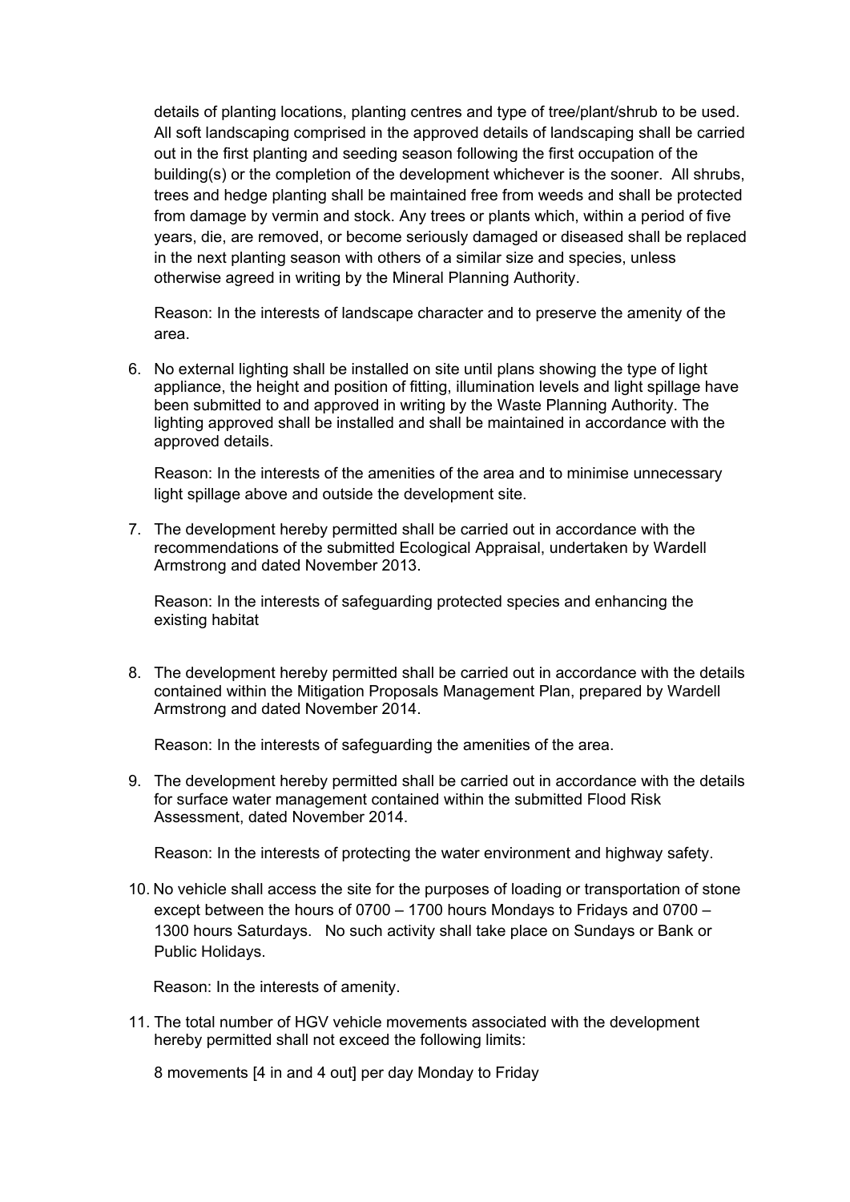details of planting locations, planting centres and type of tree/plant/shrub to be used. All soft landscaping comprised in the approved details of landscaping shall be carried out in the first planting and seeding season following the first occupation of the building(s) or the completion of the development whichever is the sooner. All shrubs, trees and hedge planting shall be maintained free from weeds and shall be protected from damage by vermin and stock. Any trees or plants which, within a period of five years, die, are removed, or become seriously damaged or diseased shall be replaced in the next planting season with others of a similar size and species, unless otherwise agreed in writing by the Mineral Planning Authority.

Reason: In the interests of landscape character and to preserve the amenity of the area.

6. No external lighting shall be installed on site until plans showing the type of light appliance, the height and position of fitting, illumination levels and light spillage have been submitted to and approved in writing by the Waste Planning Authority. The lighting approved shall be installed and shall be maintained in accordance with the approved details.

   Reason: In the interests of the amenities of the area and to minimise unnecessary light spillage above and outside the development site.

7. The development hereby permitted shall be carried out in accordance with the recommendations of the submitted Ecological Appraisal, undertaken by Wardell Armstrong and dated November 2013.

   Reason: In the interests of safeguarding protected species and enhancing the existing habitat

8. The development hereby permitted shall be carried out in accordance with the details contained within the Mitigation Proposals Management Plan, prepared by Wardell Armstrong and dated November 2014.

   Reason: In the interests of safeguarding the amenities of the area.

9. The development hereby permitted shall be carried out in accordance with the details for surface water management contained within the submitted Flood Risk Assessment, dated November 2014.

   Reason: In the interests of protecting the water environment and highway safety.

10. No vehicle shall access the site for the purposes of loading or transportation of stone except between the hours of 0700 – 1700 hours Mondays to Fridays and 0700 – 1300 hours Saturdays. No such activity shall take place on Sundays or Bank or Public Holidays.

    Reason: In the interests of amenity.

11. The total number of HGV vehicle movements associated with the development hereby permitted shall not exceed the following limits:

    8 movements [4 in and 4 out] per day Monday to Friday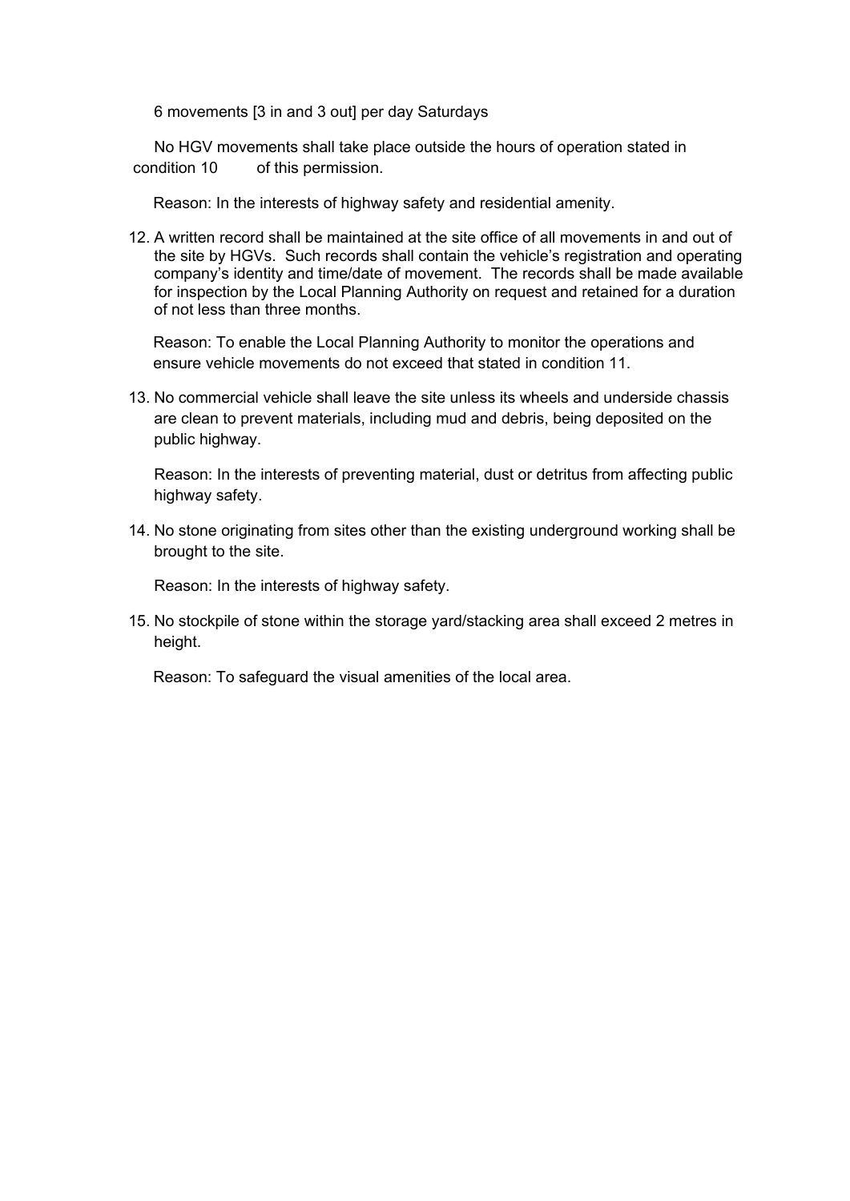6 movements [3 in and 3 out] per day Saturdays

No HGV movements shall take place outside the hours of operation stated in condition 10 of this permission.

Reason: In the interests of highway safety and residential amenity.

12. A written record shall be maintained at the site office of all movements in and out of the site by HGVs. Such records shall contain the vehicle's registration and operating company's identity and time/date of movement. The records shall be made available for inspection by the Local Planning Authority on request and retained for a duration of not less than three months.

    Reason: To enable the Local Planning Authority to monitor the operations and ensure vehicle movements do not exceed that stated in condition 11.

13. No commercial vehicle shall leave the site unless its wheels and underside chassis are clean to prevent materials, including mud and debris, being deposited on the public highway.

    Reason: In the interests of preventing material, dust or detritus from affecting public highway safety.

14. No stone originating from sites other than the existing underground working shall be brought to the site.

    Reason: In the interests of highway safety.

15. No stockpile of stone within the storage yard/stacking area shall exceed 2 metres in height.

    Reason: To safeguard the visual amenities of the local area.